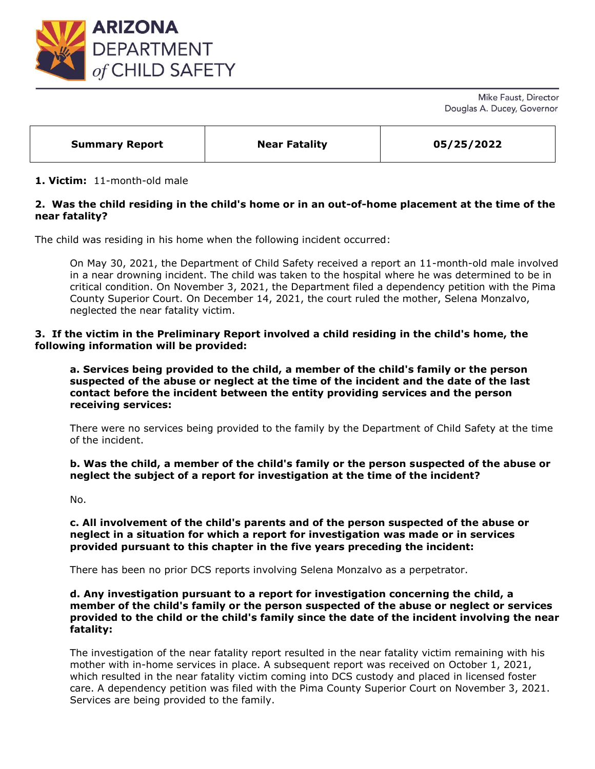# ARIZONA DEPARTMENT *of* CHILD SAFETY

Mike Faust, Director
Douglas A. Ducey, Governor

| **Summary Report** | **Near Fatality** | **05/25/2022** |
| --- | --- | --- |

**1. Victim:** 11-month-old male

**2. Was the child residing in the child's home or in an out-of-home placement at the time of the near fatality?**

The child was residing in his home when the following incident occurred:

> On May 30, 2021, the Department of Child Safety received a report an 11-month-old male involved in a near drowning incident. The child was taken to the hospital where he was determined to be in critical condition. On November 3, 2021, the Department filed a dependency petition with the Pima County Superior Court. On December 14, 2021, the court ruled the mother, Selena Monzalvo, neglected the near fatality victim.

**3. If the victim in the Preliminary Report involved a child residing in the child's home, the following information will be provided:**

**a. Services being provided to the child, a member of the child's family or the person suspected of the abuse or neglect at the time of the incident and the date of the last contact before the incident between the entity providing services and the person receiving services:**

There were no services being provided to the family by the Department of Child Safety at the time of the incident.

**b. Was the child, a member of the child's family or the person suspected of the abuse or neglect the subject of a report for investigation at the time of the incident?**

No.

**c. All involvement of the child's parents and of the person suspected of the abuse or neglect in a situation for which a report for investigation was made or in services provided pursuant to this chapter in the five years preceding the incident:**

There has been no prior DCS reports involving Selena Monzalvo as a perpetrator.

**d. Any investigation pursuant to a report for investigation concerning the child, a member of the child's family or the person suspected of the abuse or neglect or services provided to the child or the child's family since the date of the incident involving the near fatality:**

The investigation of the near fatality report resulted in the near fatality victim remaining with his mother with in-home services in place. A subsequent report was received on October 1, 2021, which resulted in the near fatality victim coming into DCS custody and placed in licensed foster care. A dependency petition was filed with the Pima County Superior Court on November 3, 2021. Services are being provided to the family.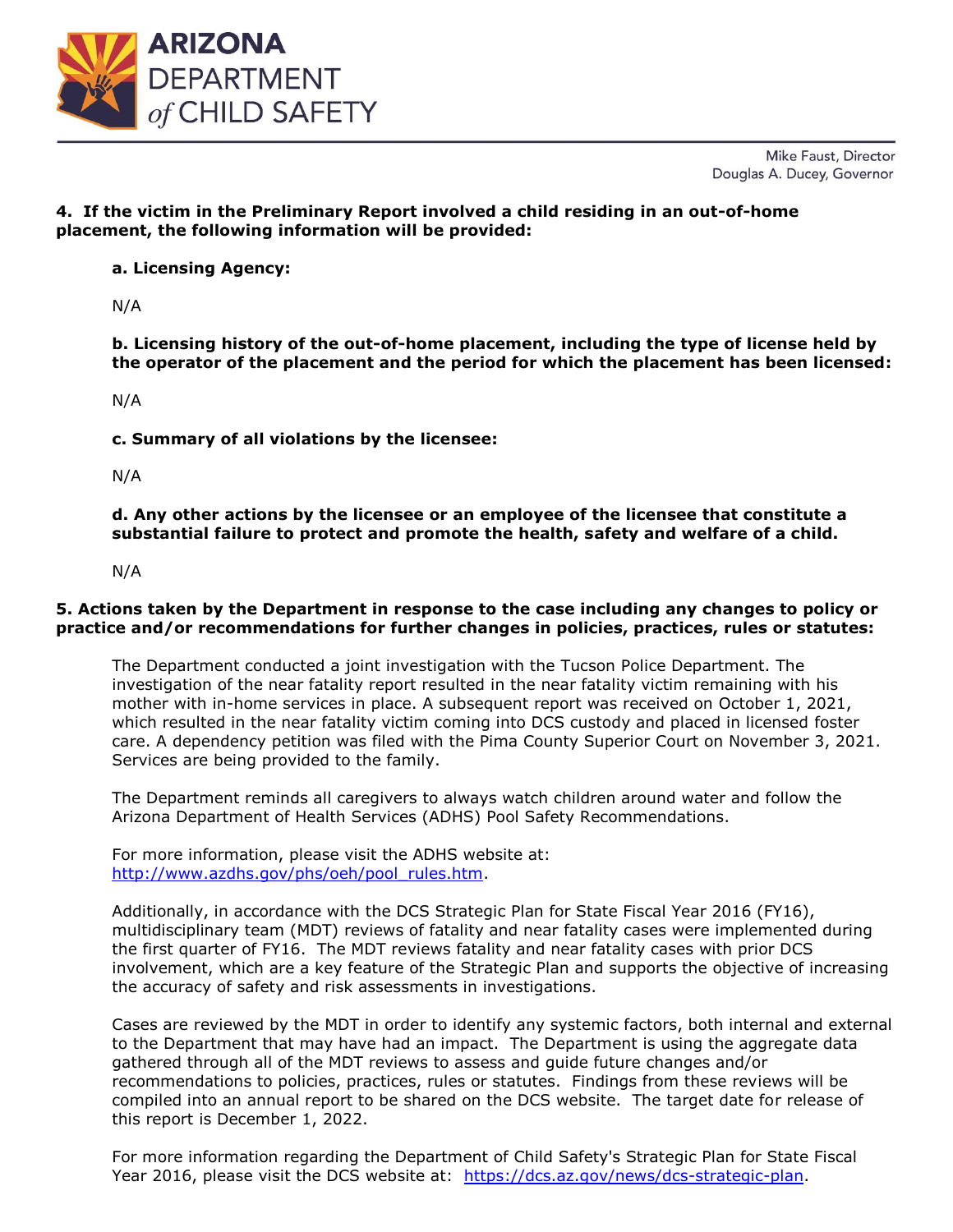**4. If the victim in the Preliminary Report involved a child residing in an out-of-home placement, the following information will be provided:**

**a. Licensing Agency:**

N/A

**b. Licensing history of the out-of-home placement, including the type of license held by the operator of the placement and the period for which the placement has been licensed:**

N/A

**c. Summary of all violations by the licensee:**

N/A

**d. Any other actions by the licensee or an employee of the licensee that constitute a substantial failure to protect and promote the health, safety and welfare of a child.**

N/A

**5. Actions taken by the Department in response to the case including any changes to policy or practice and/or recommendations for further changes in policies, practices, rules or statutes:**

The Department conducted a joint investigation with the Tucson Police Department. The investigation of the near fatality report resulted in the near fatality victim remaining with his mother with in-home services in place. A subsequent report was received on October 1, 2021, which resulted in the near fatality victim coming into DCS custody and placed in licensed foster care. A dependency petition was filed with the Pima County Superior Court on November 3, 2021. Services are being provided to the family.

The Department reminds all caregivers to always watch children around water and follow the Arizona Department of Health Services (ADHS) Pool Safety Recommendations.

For more information, please visit the ADHS website at: http://www.azdhs.gov/phs/oeh/pool_rules.htm.

Additionally, in accordance with the DCS Strategic Plan for State Fiscal Year 2016 (FY16), multidisciplinary team (MDT) reviews of fatality and near fatality cases were implemented during the first quarter of FY16. The MDT reviews fatality and near fatality cases with prior DCS involvement, which are a key feature of the Strategic Plan and supports the objective of increasing the accuracy of safety and risk assessments in investigations.

Cases are reviewed by the MDT in order to identify any systemic factors, both internal and external to the Department that may have had an impact. The Department is using the aggregate data gathered through all of the MDT reviews to assess and guide future changes and/or recommendations to policies, practices, rules or statutes. Findings from these reviews will be compiled into an annual report to be shared on the DCS website. The target date for release of this report is December 1, 2022.

For more information regarding the Department of Child Safety's Strategic Plan for State Fiscal Year 2016, please visit the DCS website at: https://dcs.az.gov/news/dcs-strategic-plan.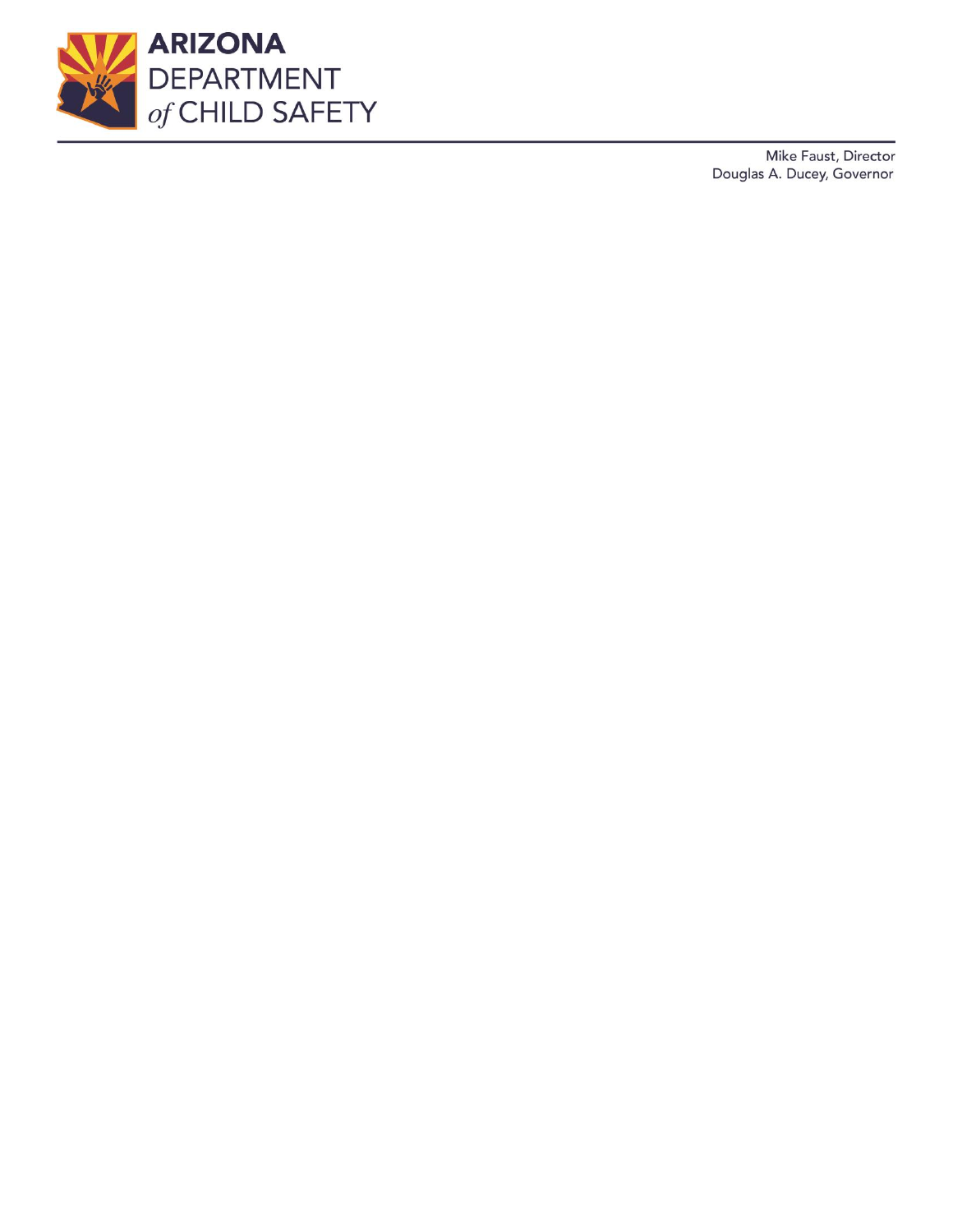# ARIZONA DEPARTMENT *of* CHILD SAFETY

Mike Faust, Director
Douglas A. Ducey, Governor